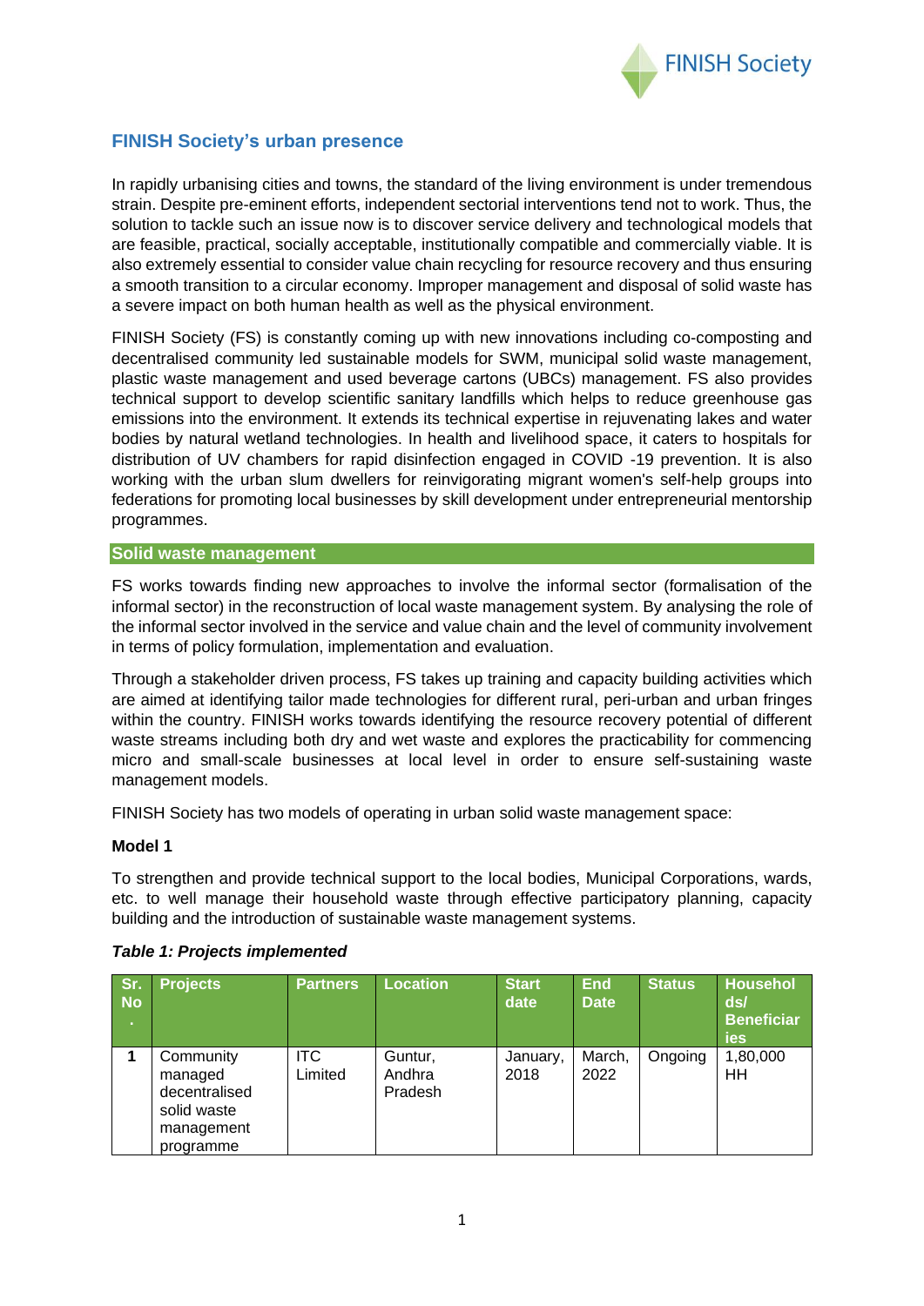## FINISH Society's urban presence

In rapidly urbanising cities and towns, the standard of the living environment is under tremendous strain. Despite pre-eminent efforts, independent sectorial interventions tend not to work. Thus, the solution to tackle such an issue now is to discover service delivery and technological models that are feasible, practical, socially acceptable, institutionally compatible and commercially viable. It is also extremely essential to consider value chain recycling for resource recovery and thus ensuring a smooth transition to a circular economy. Improper management and disposal of solid waste has a severe impact on both human health as well as the physical environment.

FINISH Society (FS) is constantly coming up with new innovations including co-composting and decentralised community led sustainable models for SWM, municipal solid waste management, plastic waste management and used beverage cartons (UBCs) management. FS also provides technical support to develop scientific sanitary landfills which helps to reduce greenhouse gas emissions into the environment. It extends its technical expertise in rejuvenating lakes and water bodies by natural wetland technologies. In health and livelihood space, it caters to hospitals for distribution of UV chambers for rapid disinfection engaged in COVID -19 prevention. It is also working with the urban slum dwellers for reinvigorating migrant women's self-help groups into federations for promoting local businesses by skill development under entrepreneurial mentorship programmes.

### Solid waste management

FS works towards finding new approaches to involve the informal sector (formalisation of the informal sector) in the reconstruction of local waste management system. By analysing the role of the informal sector involved in the service and value chain and the level of community involvement in terms of policy formulation, implementation and evaluation.

Through a stakeholder driven process, FS takes up training and capacity building activities which are aimed at identifying tailor made technologies for different rural, peri-urban and urban fringes within the country. FINISH works towards identifying the resource recovery potential of different waste streams including both dry and wet waste and explores the practicability for commencing micro and small-scale businesses at local level in order to ensure self-sustaining waste management models.

FINISH Society has two models of operating in urban solid waste management space:

**Model 1**

To strengthen and provide technical support to the local bodies, Municipal Corporations, wards, etc. to well manage their household waste through effective participatory planning, capacity building and the introduction of sustainable waste management systems.

***Table 1: Projects implemented***

| Sr. No. | Projects | Partners | Location | Start date | End Date | Status | Households/ Beneficiaries |
|---|---|---|---|---|---|---|---|
| 1 | Community managed decentralised solid waste management programme | ITC Limited | Guntur, Andhra Pradesh | January, 2018 | March, 2022 | Ongoing | 1,80,000 HH |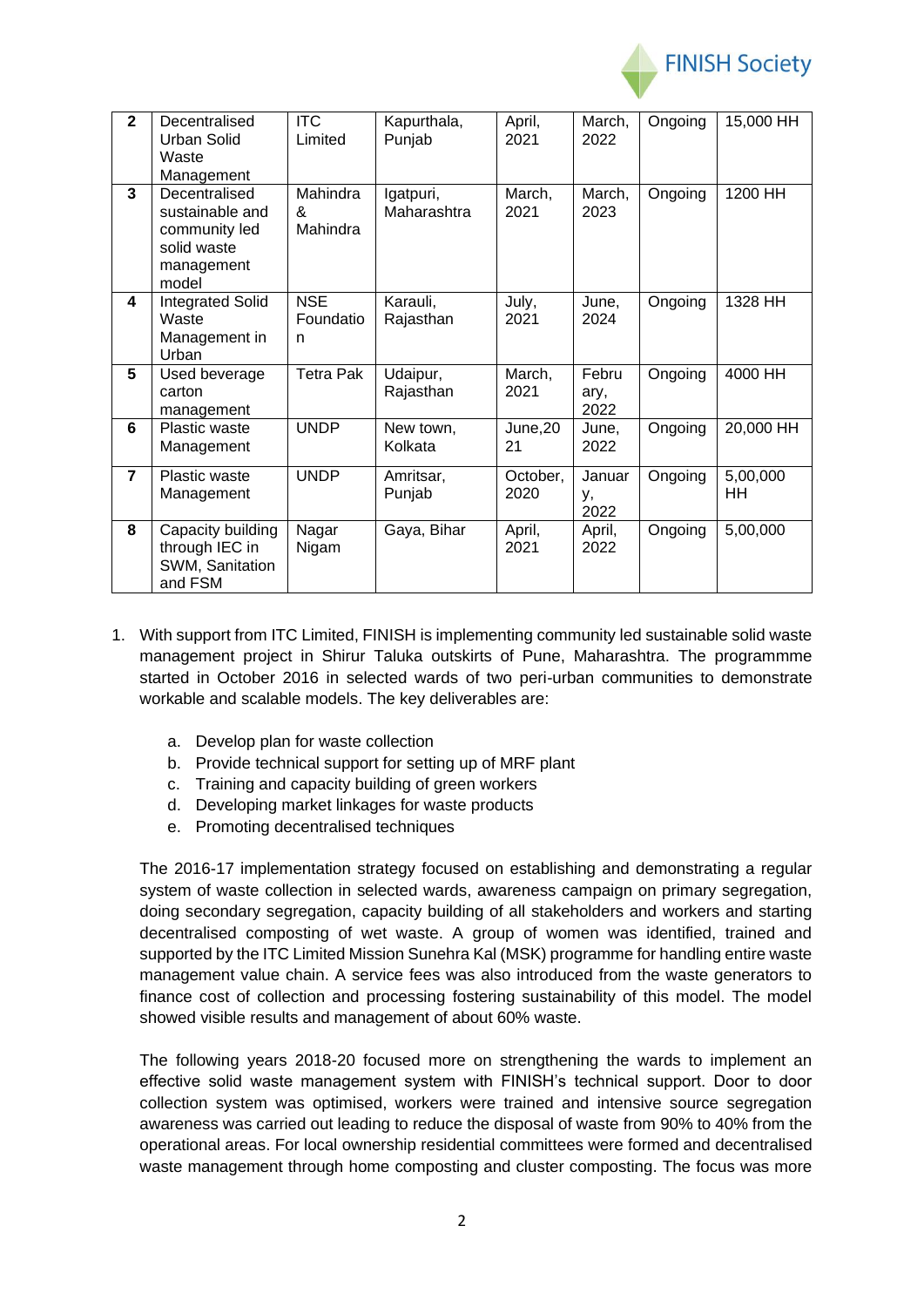| 2 | Decentralised Urban Solid Waste Management | ITC Limited | Kapurthala, Punjab | April, 2021 | March, 2022 | Ongoing | 15,000 HH |
|---|---|---|---|---|---|---|---|
| 3 | Decentralised sustainable and community led solid waste management model | Mahindra & Mahindra | Igatpuri, Maharashtra | March, 2021 | March, 2023 | Ongoing | 1200 HH |
| 4 | Integrated Solid Waste Management in Urban | NSE Foundation | Karauli, Rajasthan | July, 2021 | June, 2024 | Ongoing | 1328 HH |
| 5 | Used beverage carton management | Tetra Pak | Udaipur, Rajasthan | March, 2021 | February, 2022 | Ongoing | 4000 HH |
| 6 | Plastic waste Management | UNDP | New town, Kolkata | June,2021 | June, 2022 | Ongoing | 20,000 HH |
| 7 | Plastic waste Management | UNDP | Amritsar, Punjab | October, 2020 | January, 2022 | Ongoing | 5,00,000 HH |
| 8 | Capacity building through IEC in SWM, Sanitation and FSM | Nagar Nigam | Gaya, Bihar | April, 2021 | April, 2022 | Ongoing | 5,00,000 |

1. With support from ITC Limited, FINISH is implementing community led sustainable solid waste management project in Shirur Taluka outskirts of Pune, Maharashtra. The programmme started in October 2016 in selected wards of two peri-urban communities to demonstrate workable and scalable models. The key deliverables are:

    a. Develop plan for waste collection
    b. Provide technical support for setting up of MRF plant
    c. Training and capacity building of green workers
    d. Developing market linkages for waste products
    e. Promoting decentralised techniques

    The 2016-17 implementation strategy focused on establishing and demonstrating a regular system of waste collection in selected wards, awareness campaign on primary segregation, doing secondary segregation, capacity building of all stakeholders and workers and starting decentralised composting of wet waste. A group of women was identified, trained and supported by the ITC Limited Mission Sunehra Kal (MSK) programme for handling entire waste management value chain. A service fees was also introduced from the waste generators to finance cost of collection and processing fostering sustainability of this model. The model showed visible results and management of about 60% waste.

    The following years 2018-20 focused more on strengthening the wards to implement an effective solid waste management system with FINISH's technical support. Door to door collection system was optimised, workers were trained and intensive source segregation awareness was carried out leading to reduce the disposal of waste from 90% to 40% from the operational areas. For local ownership residential committees were formed and decentralised waste management through home composting and cluster composting. The focus was more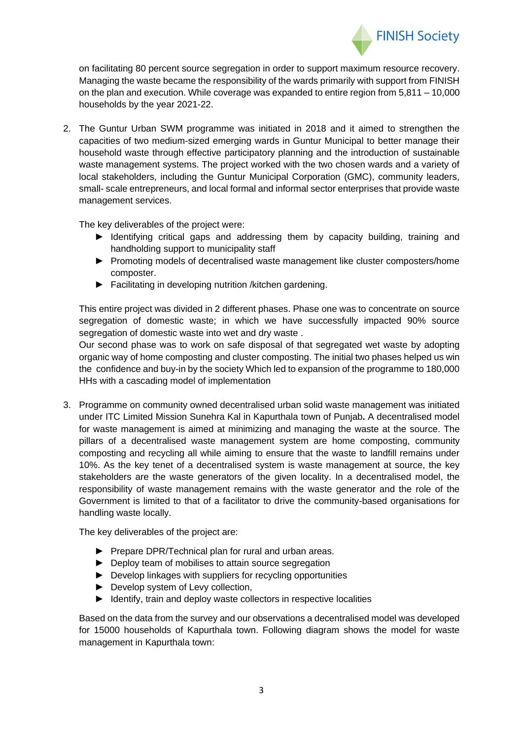on facilitating 80 percent source segregation in order to support maximum resource recovery. Managing the waste became the responsibility of the wards primarily with support from FINISH on the plan and execution. While coverage was expanded to entire region from 5,811 – 10,000 households by the year 2021-22.

2. The Guntur Urban SWM programme was initiated in 2018 and it aimed to strengthen the capacities of two medium-sized emerging wards in Guntur Municipal to better manage their household waste through effective participatory planning and the introduction of sustainable waste management systems. The project worked with the two chosen wards and a variety of local stakeholders, including the Guntur Municipal Corporation (GMC), community leaders, small- scale entrepreneurs, and local formal and informal sector enterprises that provide waste management services.

   The key deliverables of the project were:

   - Identifying critical gaps and addressing them by capacity building, training and handholding support to municipality staff
   - Promoting models of decentralised waste management like cluster composters/home composter.
   - Facilitating in developing nutrition /kitchen gardening.

   This entire project was divided in 2 different phases. Phase one was to concentrate on source segregation of domestic waste; in which we have successfully impacted 90% source segregation of domestic waste into wet and dry waste .
   Our second phase was to work on safe disposal of that segregated wet waste by adopting organic way of home composting and cluster composting. The initial two phases helped us win the confidence and buy-in by the society Which led to expansion of the programme to 180,000 HHs with a cascading model of implementation

3. Programme on community owned decentralised urban solid waste management was initiated under ITC Limited Mission Sunehra Kal in Kapurthala town of Punjab**.** A decentralised model for waste management is aimed at minimizing and managing the waste at the source. The pillars of a decentralised waste management system are home composting, community composting and recycling all while aiming to ensure that the waste to landfill remains under 10%. As the key tenet of a decentralised system is waste management at source, the key stakeholders are the waste generators of the given locality. In a decentralised model, the responsibility of waste management remains with the waste generator and the role of the Government is limited to that of a facilitator to drive the community-based organisations for handling waste locally.

   The key deliverables of the project are:

   - Prepare DPR/Technical plan for rural and urban areas.
   - Deploy team of mobilises to attain source segregation
   - Develop linkages with suppliers for recycling opportunities
   - Develop system of Levy collection,
   - Identify, train and deploy waste collectors in respective localities

   Based on the data from the survey and our observations a decentralised model was developed for 15000 households of Kapurthala town. Following diagram shows the model for waste management in Kapurthala town: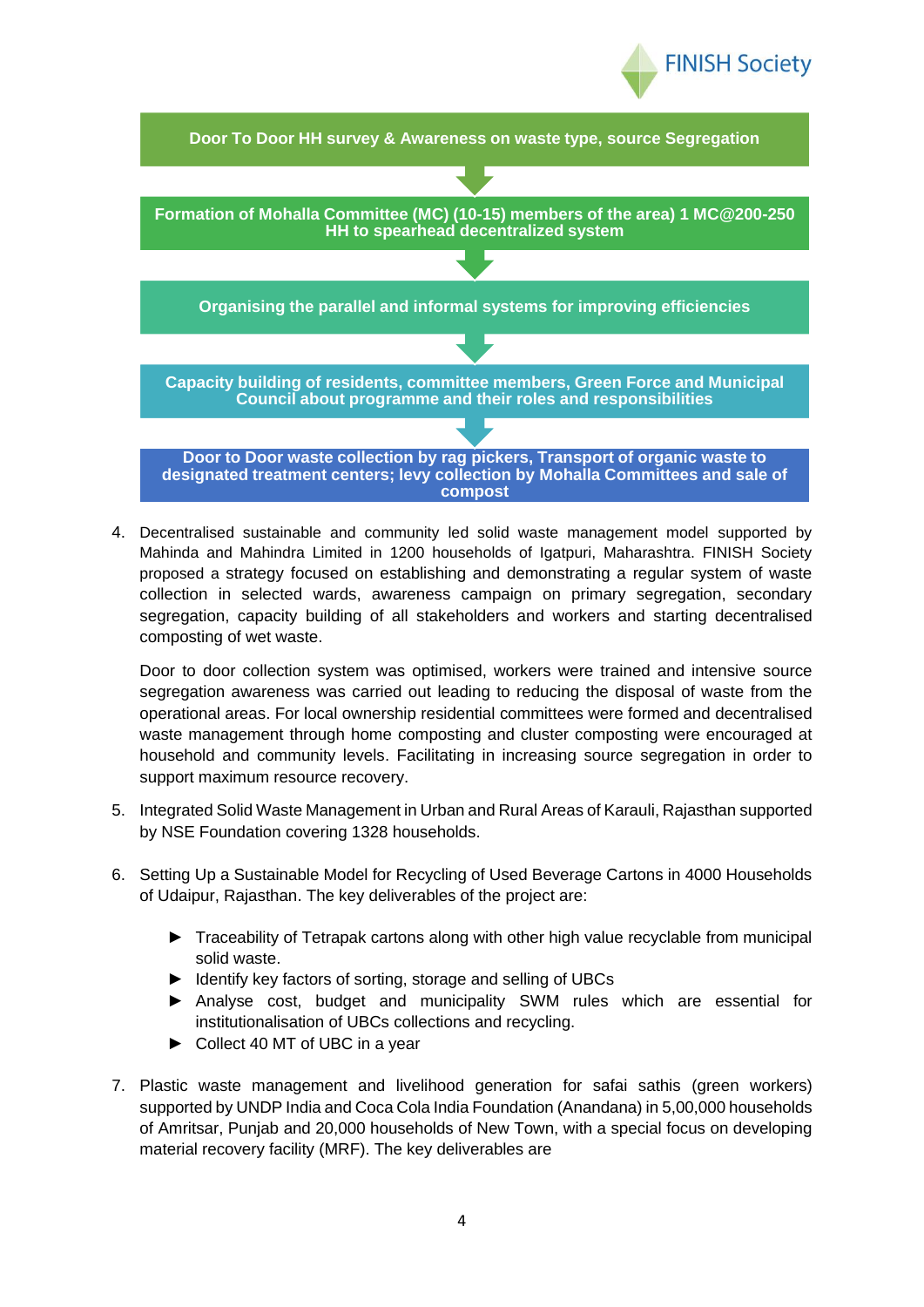**Door To Door HH survey & Awareness on waste type, source Segregation**

↓

**Formation of Mohalla Committee (MC) (10-15) members of the area) 1 MC@200-250 HH to spearhead decentralized system**

↓

**Organising the parallel and informal systems for improving efficiencies**

↓

**Capacity building of residents, committee members, Green Force and Municipal Council about programme and their roles and responsibilities**

↓

**Door to Door waste collection by rag pickers, Transport of organic waste to designated treatment centers; levy collection by Mohalla Committees and sale of compost**

4. Decentralised sustainable and community led solid waste management model supported by Mahinda and Mahindra Limited in 1200 households of Igatpuri, Maharashtra. FINISH Society proposed a strategy focused on establishing and demonstrating a regular system of waste collection in selected wards, awareness campaign on primary segregation, secondary segregation, capacity building of all stakeholders and workers and starting decentralised composting of wet waste.

   Door to door collection system was optimised, workers were trained and intensive source segregation awareness was carried out leading to reducing the disposal of waste from the operational areas. For local ownership residential committees were formed and decentralised waste management through home composting and cluster composting were encouraged at household and community levels. Facilitating in increasing source segregation in order to support maximum resource recovery.

5. Integrated Solid Waste Management in Urban and Rural Areas of Karauli, Rajasthan supported by NSE Foundation covering 1328 households.

6. Setting Up a Sustainable Model for Recycling of Used Beverage Cartons in 4000 Households of Udaipur, Rajasthan. The key deliverables of the project are:

   - Traceability of Tetrapak cartons along with other high value recyclable from municipal solid waste.
   - Identify key factors of sorting, storage and selling of UBCs
   - Analyse cost, budget and municipality SWM rules which are essential for institutionalisation of UBCs collections and recycling.
   - Collect 40 MT of UBC in a year

7. Plastic waste management and livelihood generation for safai sathis (green workers) supported by UNDP India and Coca Cola India Foundation (Anandana) in 5,00,000 households of Amritsar, Punjab and 20,000 households of New Town, with a special focus on developing material recovery facility (MRF). The key deliverables are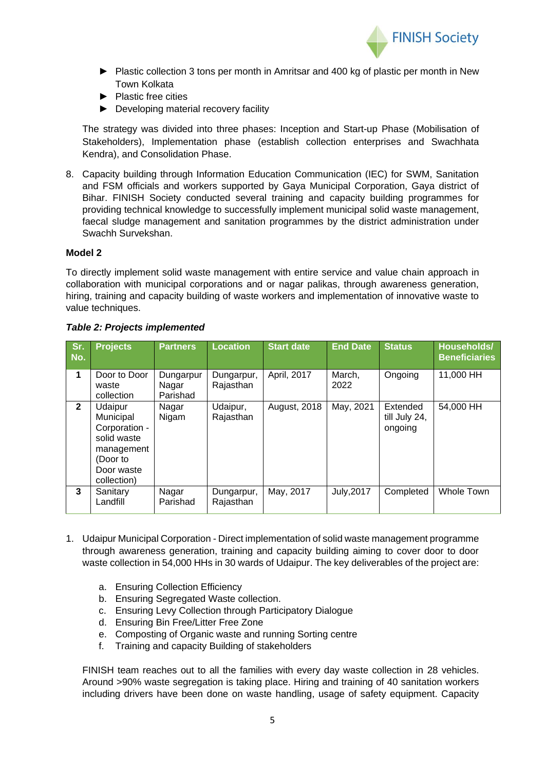- Plastic collection 3 tons per month in Amritsar and 400 kg of plastic per month in New Town Kolkata
- Plastic free cities
- Developing material recovery facility

The strategy was divided into three phases: Inception and Start-up Phase (Mobilisation of Stakeholders), Implementation phase (establish collection enterprises and Swachhata Kendra), and Consolidation Phase.

8. Capacity building through Information Education Communication (IEC) for SWM, Sanitation and FSM officials and workers supported by Gaya Municipal Corporation, Gaya district of Bihar. FINISH Society conducted several training and capacity building programmes for providing technical knowledge to successfully implement municipal solid waste management, faecal sludge management and sanitation programmes by the district administration under Swachh Survekshan.

**Model 2**

To directly implement solid waste management with entire service and value chain approach in collaboration with municipal corporations and or nagar palikas, through awareness generation, hiring, training and capacity building of waste workers and implementation of innovative waste to value techniques.

***Table 2: Projects implemented***

| Sr. No. | Projects | Partners | Location | Start date | End Date | Status | Households/ Beneficiaries |
|---|---|---|---|---|---|---|---|
| 1 | Door to Door waste collection | Dungarpur Nagar Parishad | Dungarpur, Rajasthan | April, 2017 | March, 2022 | Ongoing | 11,000 HH |
| 2 | Udaipur Municipal Corporation - solid waste management (Door to Door waste collection) | Nagar Nigam | Udaipur, Rajasthan | August, 2018 | May, 2021 | Extended till July 24, ongoing | 54,000 HH |
| 3 | Sanitary Landfill | Nagar Parishad | Dungarpur, Rajasthan | May, 2017 | July,2017 | Completed | Whole Town |

1. Udaipur Municipal Corporation - Direct implementation of solid waste management programme through awareness generation, training and capacity building aiming to cover door to door waste collection in 54,000 HHs in 30 wards of Udaipur. The key deliverables of the project are:

   a. Ensuring Collection Efficiency
   b. Ensuring Segregated Waste collection.
   c. Ensuring Levy Collection through Participatory Dialogue
   d. Ensuring Bin Free/Litter Free Zone
   e. Composting of Organic waste and running Sorting centre
   f. Training and capacity Building of stakeholders

   FINISH team reaches out to all the families with every day waste collection in 28 vehicles. Around >90% waste segregation is taking place. Hiring and training of 40 sanitation workers including drivers have been done on waste handling, usage of safety equipment. Capacity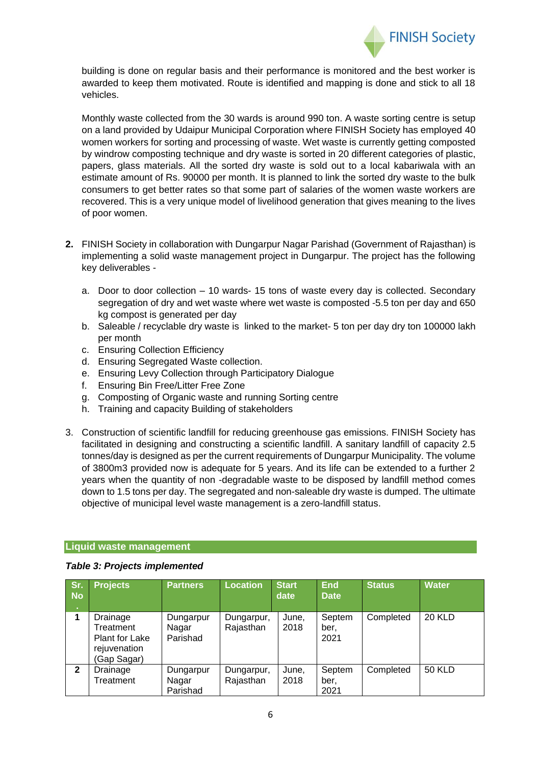building is done on regular basis and their performance is monitored and the best worker is awarded to keep them motivated. Route is identified and mapping is done and stick to all 18 vehicles.

Monthly waste collected from the 30 wards is around 990 ton. A waste sorting centre is setup on a land provided by Udaipur Municipal Corporation where FINISH Society has employed 40 women workers for sorting and processing of waste. Wet waste is currently getting composted by windrow composting technique and dry waste is sorted in 20 different categories of plastic, papers, glass materials. All the sorted dry waste is sold out to a local kabariwala with an estimate amount of Rs. 90000 per month. It is planned to link the sorted dry waste to the bulk consumers to get better rates so that some part of salaries of the women waste workers are recovered. This is a very unique model of livelihood generation that gives meaning to the lives of poor women.

**2.** FINISH Society in collaboration with Dungarpur Nagar Parishad (Government of Rajasthan) is implementing a solid waste management project in Dungarpur. The project has the following key deliverables -

   a. Door to door collection – 10 wards- 15 tons of waste every day is collected. Secondary segregation of dry and wet waste where wet waste is composted -5.5 ton per day and 650 kg compost is generated per day
   b. Saleable / recyclable dry waste is linked to the market- 5 ton per day dry ton 100000 lakh per month
   c. Ensuring Collection Efficiency
   d. Ensuring Segregated Waste collection.
   e. Ensuring Levy Collection through Participatory Dialogue
   f. Ensuring Bin Free/Litter Free Zone
   g. Composting of Organic waste and running Sorting centre
   h. Training and capacity Building of stakeholders

3. Construction of scientific landfill for reducing greenhouse gas emissions. FINISH Society has facilitated in designing and constructing a scientific landfill. A sanitary landfill of capacity 2.5 tonnes/day is designed as per the current requirements of Dungarpur Municipality. The volume of 3800m3 provided now is adequate for 5 years. And its life can be extended to a further 2 years when the quantity of non -degradable waste to be disposed by landfill method comes down to 1.5 tons per day. The segregated and non-saleable dry waste is dumped. The ultimate objective of municipal level waste management is a zero-landfill status.

## Liquid waste management

***Table 3: Projects implemented***

| Sr. No. | Projects | Partners | Location | Start date | End Date | Status | Water |
|---|---|---|---|---|---|---|---|
| 1 | Drainage Treatment Plant for Lake rejuvenation (Gap Sagar) | Dungarpur Nagar Parishad | Dungarpur, Rajasthan | June, 2018 | September, 2021 | Completed | 20 KLD |
| 2 | Drainage Treatment | Dungarpur Nagar Parishad | Dungarpur, Rajasthan | June, 2018 | September, 2021 | Completed | 50 KLD |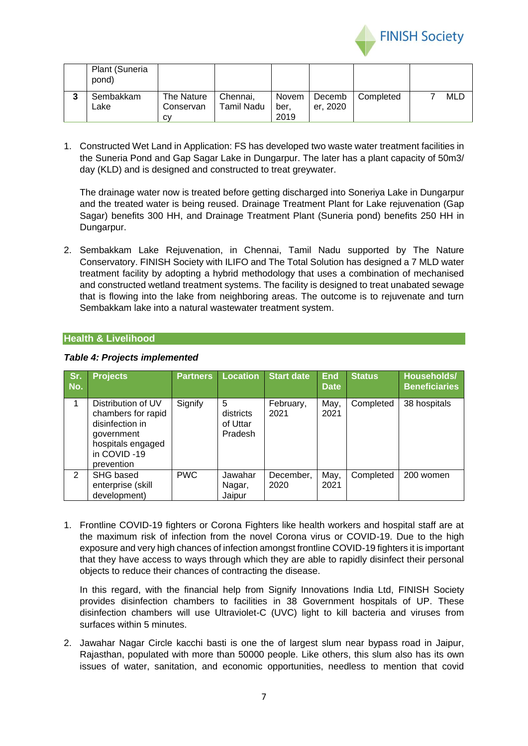| | Plant (Suneria pond) | | | | | | |
|---|---|---|---|---|---|---|---|
| 3 | Sembakkam Lake | The Nature Conservancy | Chennai, Tamil Nadu | November, 2019 | December, 2020 | Completed | 7 MLD |

1. Constructed Wet Land in Application: FS has developed two waste water treatment facilities in the Suneria Pond and Gap Sagar Lake in Dungarpur. The later has a plant capacity of 50m3/ day (KLD) and is designed and constructed to treat greywater.

   The drainage water now is treated before getting discharged into Soneriya Lake in Dungarpur and the treated water is being reused. Drainage Treatment Plant for Lake rejuvenation (Gap Sagar) benefits 300 HH, and Drainage Treatment Plant (Suneria pond) benefits 250 HH in Dungarpur.

2. Sembakkam Lake Rejuvenation, in Chennai, Tamil Nadu supported by The Nature Conservatory. FINISH Society with ILIFO and The Total Solution has designed a 7 MLD water treatment facility by adopting a hybrid methodology that uses a combination of mechanised and constructed wetland treatment systems. The facility is designed to treat unabated sewage that is flowing into the lake from neighboring areas. The outcome is to rejuvenate and turn Sembakkam lake into a natural wastewater treatment system.

## Health & Livelihood

***Table 4: Projects implemented***

| Sr. No. | Projects | Partners | Location | Start date | End Date | Status | Households/ Beneficiaries |
|---|---|---|---|---|---|---|---|
| 1 | Distribution of UV chambers for rapid disinfection in government hospitals engaged in COVID -19 prevention | Signify | 5 districts of Uttar Pradesh | February, 2021 | May, 2021 | Completed | 38 hospitals |
| 2 | SHG based enterprise (skill development) | PWC | Jawahar Nagar, Jaipur | December, 2020 | May, 2021 | Completed | 200 women |

1. Frontline COVID-19 fighters or Corona Fighters like health workers and hospital staff are at the maximum risk of infection from the novel Corona virus or COVID-19. Due to the high exposure and very high chances of infection amongst frontline COVID-19 fighters it is important that they have access to ways through which they are able to rapidly disinfect their personal objects to reduce their chances of contracting the disease.

   In this regard, with the financial help from Signify Innovations India Ltd, FINISH Society provides disinfection chambers to facilities in 38 Government hospitals of UP. These disinfection chambers will use Ultraviolet-C (UVC) light to kill bacteria and viruses from surfaces within 5 minutes.

2. Jawahar Nagar Circle kacchi basti is one the of largest slum near bypass road in Jaipur, Rajasthan, populated with more than 50000 people. Like others, this slum also has its own issues of water, sanitation, and economic opportunities, needless to mention that covid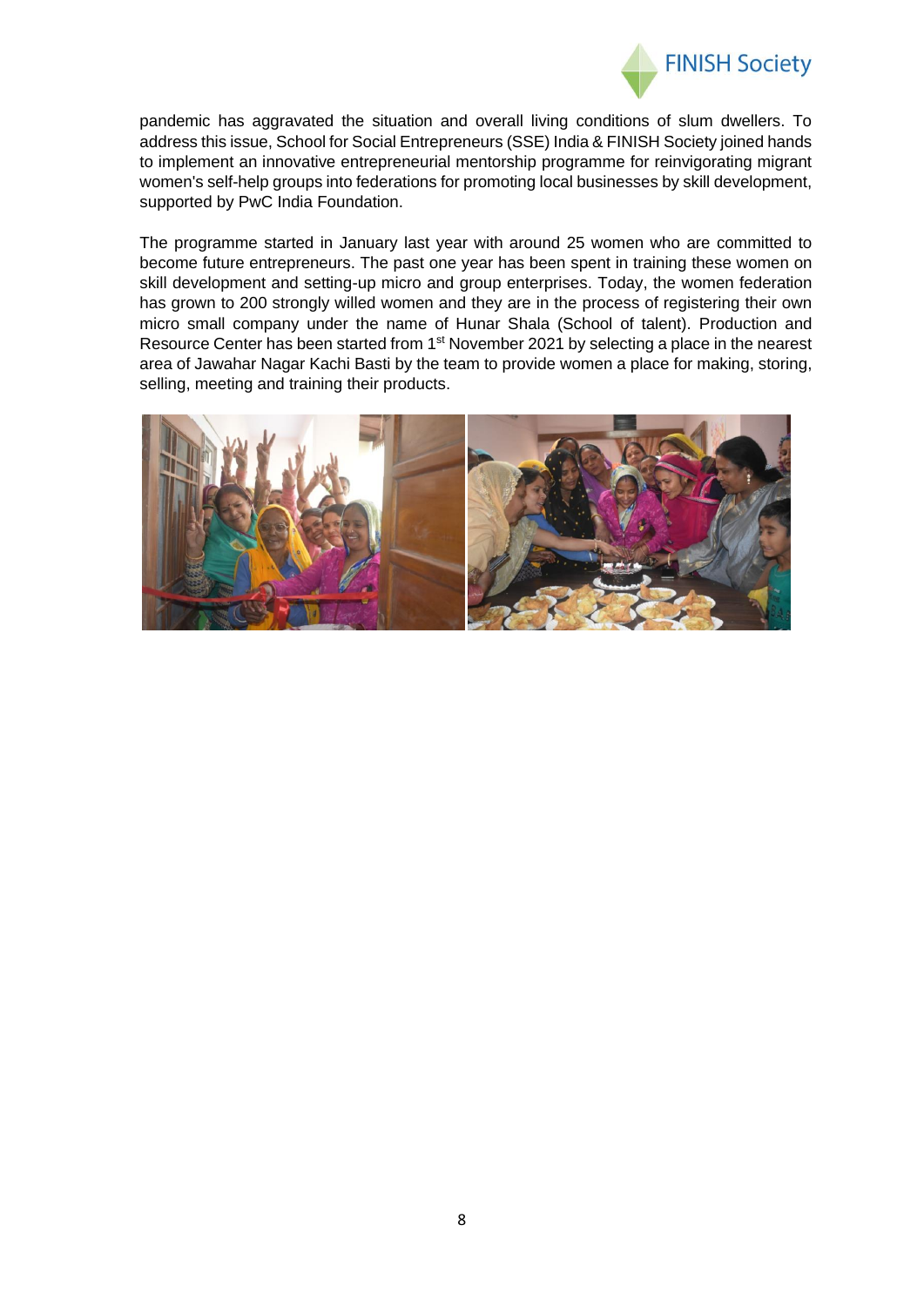pandemic has aggravated the situation and overall living conditions of slum dwellers. To address this issue, School for Social Entrepreneurs (SSE) India & FINISH Society joined hands to implement an innovative entrepreneurial mentorship programme for reinvigorating migrant women's self-help groups into federations for promoting local businesses by skill development, supported by PwC India Foundation.

The programme started in January last year with around 25 women who are committed to become future entrepreneurs. The past one year has been spent in training these women on skill development and setting-up micro and group enterprises. Today, the women federation has grown to 200 strongly willed women and they are in the process of registering their own micro small company under the name of Hunar Shala (School of talent). Production and Resource Center has been started from 1st November 2021 by selecting a place in the nearest area of Jawahar Nagar Kachi Basti by the team to provide women a place for making, storing, selling, meeting and training their products.